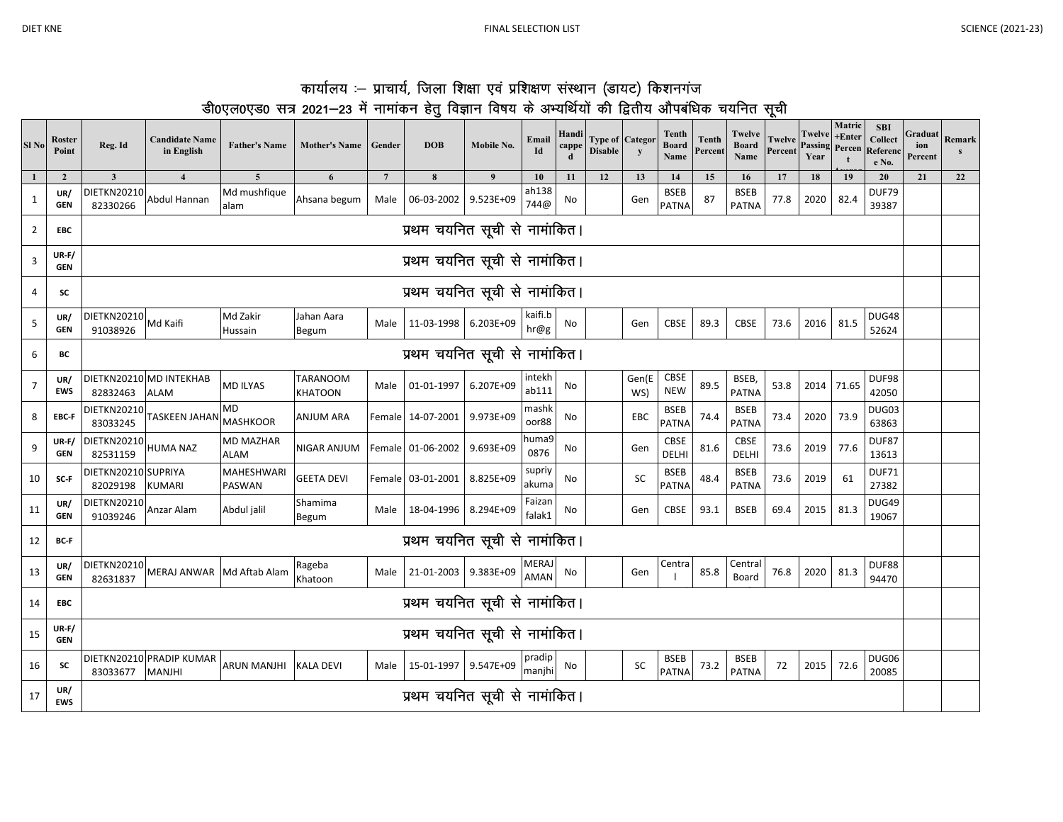## कार्यालय :– प्राचार्य, जिला शिक्षा एवं प्रशिक्षण संस्थान (डायट) किशनगंज

### डी0एल0एड0 सत्र 2021–23 में नामांकन हेतु विज्ञान विषय के अभ्यर्थियों की द्वितीय औपबंधिक चयनित सूची

| Sl No | Roster Point | Reg. Id | Candidate Name in English | Father's Name | Mother's Name | Gender | DOB | Mobile No. | Email Id | Handicapped | Type of Disable | Category | Tenth Board Name | Tenth Percent | Twelve Board Name | Twelve Percent | Twelve Passing Year | Matric +Enter Percent | SBI Collect Reference No. | Graduation Percent | Remarks |
|---|---|---|---|---|---|---|---|---|---|---|---|---|---|---|---|---|---|---|---|---|---|
| 1 | 2 | 3 | 4 | 5 | 6 | 7 | 8 | 9 | 10 | 11 | 12 | 13 | 14 | 15 | 16 | 17 | 18 | 19 | 20 | 21 | 22 |
| 1 | UR/ GEN | DIETKN2021082330266 | Abdul Hannan | Md mushfique alam | Ahsana begum | Male | 06-03-2002 | 9.523E+09 | ah138744@ | No | | Gen | BSEB PATNA | 87 | BSEB PATNA | 77.8 | 2020 | 82.4 | DUF7939387 | | |
| 2 | EBC | प्रथम चयनित सूची से नामांकित। | | | | | | | | | | | | | | | | | | | |
| 3 | UR-F/ GEN | प्रथम चयनित सूची से नामांकित। | | | | | | | | | | | | | | | | | | | |
| 4 | SC | प्रथम चयनित सूची से नामांकित। | | | | | | | | | | | | | | | | | | | |
| 5 | UR/ GEN | DIETKN2021091038926 | Md Kaifi | Md Zakir Hussain | Jahan Aara Begum | Male | 11-03-1998 | 6.203E+09 | kaifi.bhr@g | No | | Gen | CBSE | 89.3 | CBSE | 73.6 | 2016 | 81.5 | DUG4852624 | | |
| 6 | BC | प्रथम चयनित सूची से नामांकित। | | | | | | | | | | | | | | | | | | | |
| 7 | UR/ EWS | DIETKN2021082832463 | MD INTEKHAB ALAM | MD ILYAS | TARANOOM KHATOON | Male | 01-01-1997 | 6.207E+09 | intekhab111 | No | | Gen(EWS) | CBSE NEW | 89.5 | BSEB, PATNA | 53.8 | 2014 | 71.65 | DUF9842050 | | |
| 8 | EBC-F | DIETKN2021083033245 | TASKEEN JAHAN | MD MASHKOOR | ANJUM ARA | Female | 14-07-2001 | 9.973E+09 | mashkoor88 | No | | EBC | BSEB PATNA | 74.4 | BSEB PATNA | 73.4 | 2020 | 73.9 | DUG0363863 | | |
| 9 | UR-F/ GEN | DIETKN2021082531159 | HUMA NAZ | MD MAZHAR ALAM | NIGAR ANJUM | Female | 01-06-2002 | 9.693E+09 | huma90876 | No | | Gen | CBSE DELHI | 81.6 | CBSE DELHI | 73.6 | 2019 | 77.6 | DUF8713613 | | |
| 10 | SC-F | DIETKN2021082029198 | SUPRIYA KUMARI | MAHESHWARI PASWAN | GEETA DEVI | Female | 03-01-2001 | 8.825E+09 | supriyakuma | No | | SC | BSEB PATNA | 48.4 | BSEB PATNA | 73.6 | 2019 | 61 | DUF7127382 | | |
| 11 | UR/ GEN | DIETKN2021091039246 | Anzar Alam | Abdul jalil | Shamima Begum | Male | 18-04-1996 | 8.294E+09 | Faizanfalak1 | No | | Gen | CBSE | 93.1 | BSEB | 69.4 | 2015 | 81.3 | DUG4919067 | | |
| 12 | BC-F | प्रथम चयनित सूची से नामांकित। | | | | | | | | | | | | | | | | | | | |
| 13 | UR/ GEN | DIETKN2021082631837 | MERAJ ANWAR | Md Aftab Alam | Rageba Khatoon | Male | 21-01-2003 | 9.383E+09 | MERAJAMAN | No | | Gen | Central | 85.8 | Central Board | 76.8 | 2020 | 81.3 | DUF8894470 | | |
| 14 | EBC | प्रथम चयनित सूची से नामांकित। | | | | | | | | | | | | | | | | | | | |
| 15 | UR-F/ GEN | प्रथम चयनित सूची से नामांकित। | | | | | | | | | | | | | | | | | | | |
| 16 | SC | DIETKN2021083033677 | PRADIP KUMAR MANJHI | ARUN MANJHI | KALA DEVI | Male | 15-01-1997 | 9.547E+09 | pradipmanjhi | No | | SC | BSEB PATNA | 73.2 | BSEB PATNA | 72 | 2015 | 72.6 | DUG0620085 | | |
| 17 | UR/ EWS | प्रथम चयनित सूची से नामांकित। | | | | | | | | | | | | | | | | | | | |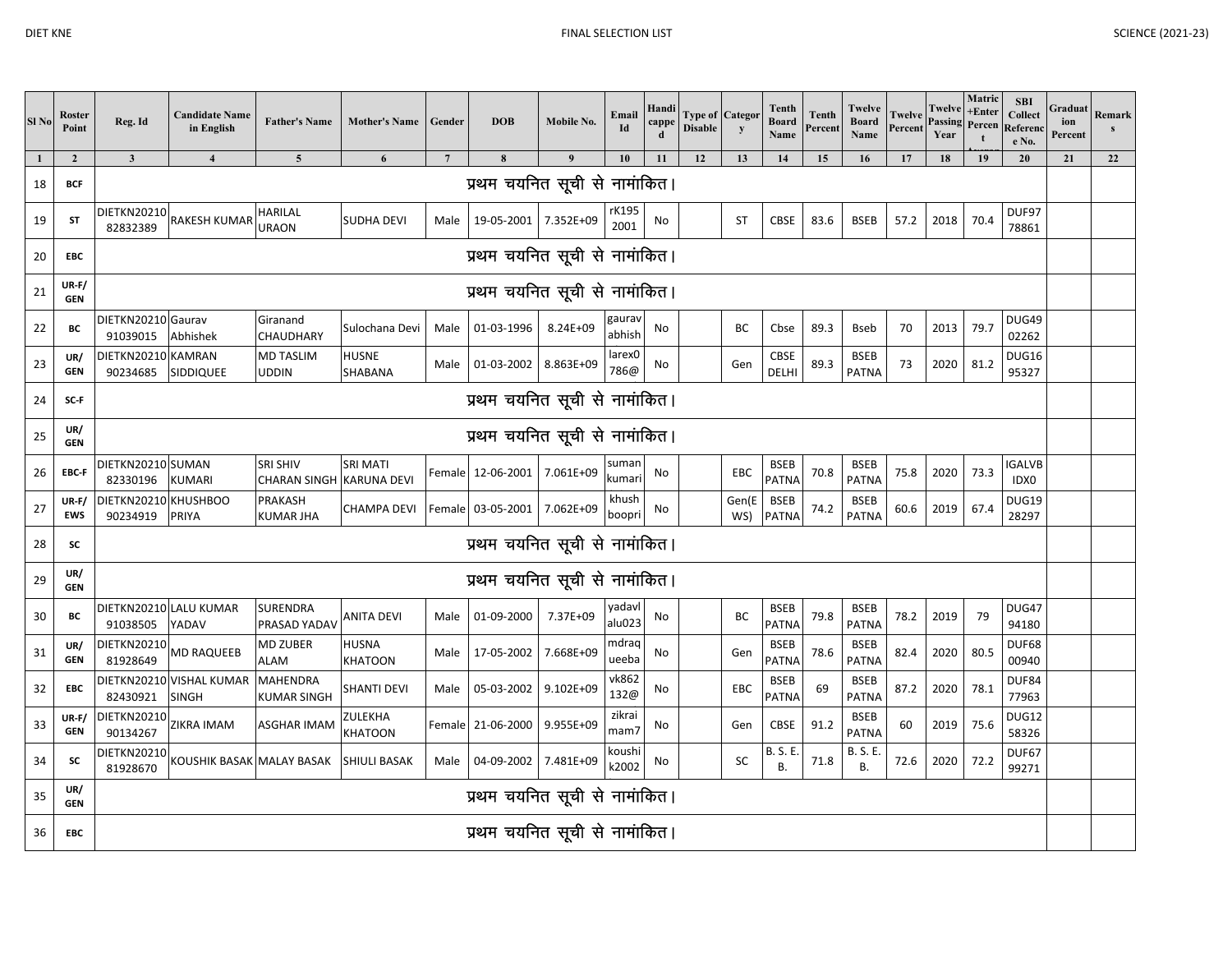| Sl No | Roster Point | Reg. Id | Candidate Name in English | Father's Name | Mother's Name | Gender | DOB | Mobile No. | Email Id | Handicapped | Type of Disable | Category | Tenth Board Name | Tenth Percent | Twelve Board Name | Twelve Percent | Twelve Passing Year | Matric +Enter Percent Average | SBI Collect Reference No. | Graduation Percent | Remarks |
|---|---|---|---|---|---|---|---|---|---|---|---|---|---|---|---|---|---|---|---|---|---|
| 1 | 2 | 3 | 4 | 5 | 6 | 7 | 8 | 9 | 10 | 11 | 12 | 13 | 14 | 15 | 16 | 17 | 18 | 19 | 20 | 21 | 22 |
| 18 | BCF | प्रथम चयनित सूची से नामांकित। | | | | | | | | | | | | | | | | | | | |
| 19 | ST | DIETKN2021082832389 | RAKESH KUMAR | HARILAL URAON | SUDHA DEVI | Male | 19-05-2001 | 7.352E+09 | rK1952001 | No | | ST | CBSE | 83.6 | BSEB | 57.2 | 2018 | 70.4 | DUF9778861 | | |
| 20 | EBC | प्रथम चयनित सूची से नामांकित। | | | | | | | | | | | | | | | | | | | |
| 21 | UR-F/GEN | प्रथम चयनित सूची से नामांकित। | | | | | | | | | | | | | | | | | | | |
| 22 | BC | DIETKN2021091039015 | Gaurav Abhishek | Giranand CHAUDHARY | Sulochana Devi | Male | 01-03-1996 | 8.24E+09 | gaurav abhish | No | | BC | Cbse | 89.3 | Bseb | 70 | 2013 | 79.7 | DUG4902262 | | |
| 23 | UR/GEN | DIETKN2021090234685 | KAMRAN SIDDIQUEE | MD TASLIM UDDIN | HUSNE SHABANA | Male | 01-03-2002 | 8.863E+09 | larex0786@ | No | | Gen | CBSE DELHI | 89.3 | BSEB PATNA | 73 | 2020 | 81.2 | DUG1695327 | | |
| 24 | SC-F | प्रथम चयनित सूची से नामांकित। | | | | | | | | | | | | | | | | | | | |
| 25 | UR/GEN | प्रथम चयनित सूची से नामांकित। | | | | | | | | | | | | | | | | | | | |
| 26 | EBC-F | DIETKN2021082330196 | SUMAN KUMARI | SRI SHIV CHARAN SINGH | SRI MATI KARUNA DEVI | Female | 12-06-2001 | 7.061E+09 | suman kumari | No | | EBC | BSEB PATNA | 70.8 | BSEB PATNA | 75.8 | 2020 | 73.3 | IGALVBIDX0 | | |
| 27 | UR-F/EWS | DIETKN2021090234919 | KHUSHBOO PRIYA | PRAKASH KUMAR JHA | CHAMPA DEVI | Female | 03-05-2001 | 7.062E+09 | khush boopri | No | | Gen(EWS) | BSEB PATNA | 74.2 | BSEB PATNA | 60.6 | 2019 | 67.4 | DUG1928297 | | |
| 28 | SC | प्रथम चयनित सूची से नामांकित। | | | | | | | | | | | | | | | | | | | |
| 29 | UR/GEN | प्रथम चयनित सूची से नामांकित। | | | | | | | | | | | | | | | | | | | |
| 30 | BC | DIETKN2021091038505 | LALU KUMAR YADAV | SURENDRA PRASAD YADAV | ANITA DEVI | Male | 01-09-2000 | 7.37E+09 | yadavlalu023 | No | | BC | BSEB PATNA | 79.8 | BSEB PATNA | 78.2 | 2019 | 79 | DUG4794180 | | |
| 31 | UR/GEN | DIETKN2021081928649 | MD RAQUEEB | MD ZUBER ALAM | HUSNA KHATOON | Male | 17-05-2002 | 7.668E+09 | mdraq ueeba | No | | Gen | BSEB PATNA | 78.6 | BSEB PATNA | 82.4 | 2020 | 80.5 | DUF6800940 | | |
| 32 | EBC | DIETKN2021082430921 | VISHAL KUMAR SINGH | MAHENDRA KUMAR SINGH | SHANTI DEVI | Male | 05-03-2002 | 9.102E+09 | vk862132@ | No | | EBC | BSEB PATNA | 69 | BSEB PATNA | 87.2 | 2020 | 78.1 | DUF8477963 | | |
| 33 | UR-F/GEN | DIETKN2021090134267 | ZIKRA IMAM | ASGHAR IMAM | ZULEKHA KHATOON | Female | 21-06-2000 | 9.955E+09 | zikrai mam7 | No | | Gen | CBSE | 91.2 | BSEB PATNA | 60 | 2019 | 75.6 | DUG1258326 | | |
| 34 | SC | DIETKN2021081928670 | KOUSHIK BASAK | MALAY BASAK | SHIULI BASAK | Male | 04-09-2002 | 7.481E+09 | koushik2002 | No | | SC | B. S. E. B. | 71.8 | B. S. E. B. | 72.6 | 2020 | 72.2 | DUF6799271 | | |
| 35 | UR/GEN | प्रथम चयनित सूची से नामांकित। | | | | | | | | | | | | | | | | | | | |
| 36 | EBC | प्रथम चयनित सूची से नामांकित। | | | | | | | | | | | | | | | | | | | |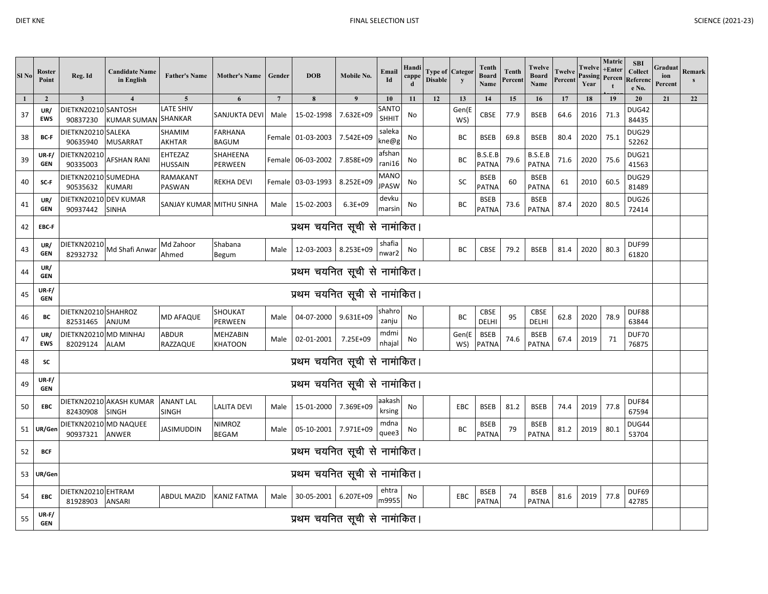| Sl No | Roster Point | Reg. Id | Candidate Name in English | Father's Name | Mother's Name | Gender | DOB | Mobile No. | Email Id | Handicapped | Type of Disable | Category | Tenth Board Name | Tenth Percent | Twelve Board Name | Twelve Percent | Twelve Passing Year | Matric +Enter Percent | SBI Collect Reference No. | Graduation Percent | Remarks |
|---|---|---|---|---|---|---|---|---|---|---|---|---|---|---|---|---|---|---|---|---|---|
| 1 | 2 | 3 | 4 | 5 | 6 | 7 | 8 | 9 | 10 | 11 | 12 | 13 | 14 | 15 | 16 | 17 | 18 | 19 | 20 | 21 | 22 |
| 37 | UR/ EWS | DIETKN20210 90837230 | SANTOSH KUMAR SUMAN | LATE SHIV SHANKAR | SANJUKTA DEVI | Male | 15-02-1998 | 7.632E+09 | SANTO SHHIT | No | | Gen(EWS) | CBSE | 77.9 | BSEB | 64.6 | 2016 | 71.3 | DUG42 84435 | | |
| 38 | BC-F | DIETKN20210 90635940 | SALEKA MUSARRAT | SHAMIM AKHTAR | FARHANA BAGUM | Female | 01-03-2003 | 7.542E+09 | saleka kne@g | No | | BC | BSEB | 69.8 | BSEB | 80.4 | 2020 | 75.1 | DUG29 52262 | | |
| 39 | UR-F/ GEN | DIETKN20210 90335003 | AFSHAN RANI | EHTEZAZ HUSSAIN | SHAHEENA PERWEEN | Female | 06-03-2002 | 7.858E+09 | afshan rani16 | No | | BC | B.S.E.B PATNA | 79.6 | B.S.E.B PATNA | 71.6 | 2020 | 75.6 | DUG21 41563 | | |
| 40 | SC-F | DIETKN20210 90535632 | SUMEDHA KUMARI | RAMAKANT PASWAN | REKHA DEVI | Female | 03-03-1993 | 8.252E+09 | MANO JPASW | No | | SC | BSEB PATNA | 60 | BSEB PATNA | 61 | 2010 | 60.5 | DUG29 81489 | | |
| 41 | UR/ GEN | DIETKN20210 90937442 | DEV KUMAR SINHA | SANJAY KUMAR | MITHU SINHA | Male | 15-02-2003 | 6.3E+09 | devku marsin | No | | BC | BSEB PATNA | 73.6 | BSEB PATNA | 87.4 | 2020 | 80.5 | DUG26 72414 | | |
| 42 | EBC-F | प्रथम चयनित सूची से नामांकित। | | | | | | | | | | | | | | | | | | | |
| 43 | UR/ GEN | DIETKN20210 82932732 | Md Shafi Anwar | Md Zahoor Ahmed | Shabana Begum | Male | 12-03-2003 | 8.253E+09 | shafia nwar2 | No | | BC | CBSE | 79.2 | BSEB | 81.4 | 2020 | 80.3 | DUF99 61820 | | |
| 44 | UR/ GEN | प्रथम चयनित सूची से नामांकित। | | | | | | | | | | | | | | | | | | | |
| 45 | UR-F/ GEN | प्रथम चयनित सूची से नामांकित। | | | | | | | | | | | | | | | | | | | |
| 46 | BC | DIETKN20210 82531465 | SHAHROZ ANJUM | MD AFAQUE | SHOUKAT PERWEEN | Male | 04-07-2000 | 9.631E+09 | shahro zanju | No | | BC | CBSE DELHI | 95 | CBSE DELHI | 62.8 | 2020 | 78.9 | DUF88 63844 | | |
| 47 | UR/ EWS | DIETKN20210 82029124 | MD MINHAJ ALAM | ABDUR RAZZAQUE | MEHZABIN KHATOON | Male | 02-01-2001 | 7.25E+09 | mdmi nhajal | No | | Gen(EWS) | BSEB PATNA | 74.6 | BSEB PATNA | 67.4 | 2019 | 71 | DUF70 76875 | | |
| 48 | SC | प्रथम चयनित सूची से नामांकित। | | | | | | | | | | | | | | | | | | | |
| 49 | UR-F/ GEN | प्रथम चयनित सूची से नामांकित। | | | | | | | | | | | | | | | | | | | |
| 50 | EBC | DIETKN20210 82430908 | AKASH KUMAR SINGH | ANANT LAL SINGH | LALITA DEVI | Male | 15-01-2000 | 7.369E+09 | aakash krsing | No | | EBC | BSEB | 81.2 | BSEB | 74.4 | 2019 | 77.8 | DUF84 67594 | | |
| 51 | UR/Gen | DIETKN20210 90937321 | MD NAQUEE ANWER | JASIMUDDIN | NIMROZ BEGAM | Male | 05-10-2001 | 7.971E+09 | mdna quee3 | No | | BC | BSEB PATNA | 79 | BSEB PATNA | 81.2 | 2019 | 80.1 | DUG44 53704 | | |
| 52 | BCF | प्रथम चयनित सूची से नामांकित। | | | | | | | | | | | | | | | | | | | |
| 53 | UR/Gen | प्रथम चयनित सूची से नामांकित। | | | | | | | | | | | | | | | | | | | |
| 54 | EBC | DIETKN20210 81928903 | EHTRAM ANSARI | ABDUL MAZID | KANIZ FATMA | Male | 30-05-2001 | 6.207E+09 | ehtra m9955 | No | | EBC | BSEB PATNA | 74 | BSEB PATNA | 81.6 | 2019 | 77.8 | DUF69 42785 | | |
| 55 | UR-F/ GEN | प्रथम चयनित सूची से नामांकित। | | | | | | | | | | | | | | | | | | | |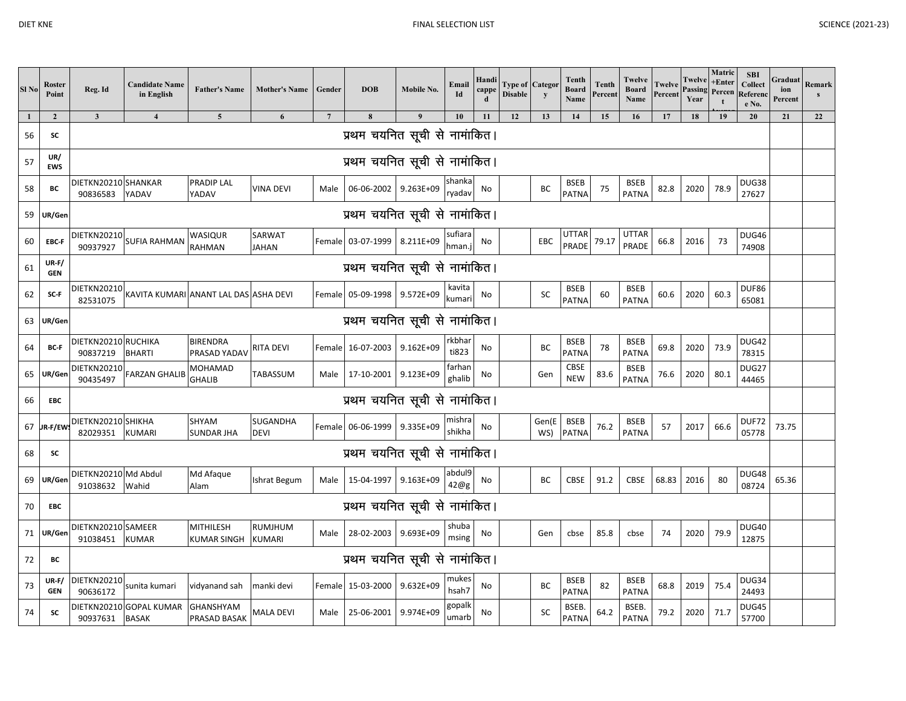| Sl No | Roster Point | Reg. Id | Candidate Name in English | Father's Name | Mother's Name | Gender | DOB | Mobile No. | Email Id | Handicapped | Type of Disable | Category | Tenth Board Name | Tenth Percent | Twelve Board Name | Twelve Percent | Twelve Passing Year | Matric +Entert Percent Average | SBI Collect Reference No. | Graduation Percent | Remarks |
|---|---|---|---|---|---|---|---|---|---|---|---|---|---|---|---|---|---|---|---|---|---|
| 1 | 2 | 3 | 4 | 5 | 6 | 7 | 8 | 9 | 10 | 11 | 12 | 13 | 14 | 15 | 16 | 17 | 18 | 19 | 20 | 21 | 22 |
| 56 | SC | प्रथम चयनित सूची से नामांकित। | | | | | | | | | | | | | | | | | | | |
| 57 | UR/EWS | प्रथम चयनित सूची से नामांकित। | | | | | | | | | | | | | | | | | | | |
| 58 | BC | DIETKN2021090836583 | SHANKAR YADAV | PRADIP LAL YADAV | VINA DEVI | Male | 06-06-2002 | 9.263E+09 | shankaryadav | No | | BC | BSEB PATNA | 75 | BSEB PATNA | 82.8 | 2020 | 78.9 | DUG3827627 | | |
| 59 | UR/Gen | प्रथम चयनित सूची से नामांकित। | | | | | | | | | | | | | | | | | | | |
| 60 | EBC-F | DIETKN2021090937927 | SUFIA RAHMAN | WASIQUR RAHMAN | SARWAT JAHAN | Female | 03-07-1999 | 8.211E+09 | sufiarahman.j | No | | EBC | UTTAR PRADE | 79.17 | UTTAR PRADE | 66.8 | 2016 | 73 | DUG4674908 | | |
| 61 | UR-F/GEN | प्रथम चयनित सूची से नामांकित। | | | | | | | | | | | | | | | | | | | |
| 62 | SC-F | DIETKN2021082531075 | KAVITA KUMARI | ANANT LAL DAS | ASHA DEVI | Female | 05-09-1998 | 9.572E+09 | kavitakumari | No | | SC | BSEB PATNA | 60 | BSEB PATNA | 60.6 | 2020 | 60.3 | DUF8665081 | | |
| 63 | UR/Gen | प्रथम चयनित सूची से नामांकित। | | | | | | | | | | | | | | | | | | | |
| 64 | BC-F | DIETKN2021090837219 | RUCHIKA BHARTI | BIRENDRA PRASAD YADAV | RITA DEVI | Female | 16-07-2003 | 9.162E+09 | rkbharti823 | No | | BC | BSEB PATNA | 78 | BSEB PATNA | 69.8 | 2020 | 73.9 | DUG4278315 | | |
| 65 | UR/Gen | DIETKN2021090435497 | FARZAN GHALIB | MOHAMAD GHALIB | TABASSUM | Male | 17-10-2001 | 9.123E+09 | farhanghalib | No | | Gen | CBSE NEW | 83.6 | BSEB PATNA | 76.6 | 2020 | 80.1 | DUG2744465 | | |
| 66 | EBC | प्रथम चयनित सूची से नामांकित। | | | | | | | | | | | | | | | | | | | |
| 67 | UR-F/EWS | DIETKN2021082029351 | SHIKHA KUMARI | SHYAM SUNDAR JHA | SUGANDHA DEVI | Female | 06-06-1999 | 9.335E+09 | mishrashikha | No | | Gen(EWS) | BSEB PATNA | 76.2 | BSEB PATNA | 57 | 2017 | 66.6 | DUF7205778 | 73.75 | |
| 68 | SC | प्रथम चयनित सूची से नामांकित। | | | | | | | | | | | | | | | | | | | |
| 69 | UR/Gen | DIETKN2021091038632 | Md Abdul Wahid | Md Afaque Alam | Ishrat Begum | Male | 15-04-1997 | 9.163E+09 | abdul942@g | No | | BC | CBSE | 91.2 | CBSE | 68.83 | 2016 | 80 | DUG4808724 | 65.36 | |
| 70 | EBC | प्रथम चयनित सूची से नामांकित। | | | | | | | | | | | | | | | | | | | |
| 71 | UR/Gen | DIETKN2021091038451 | SAMEER KUMAR | MITHILESH KUMAR SINGH | RUMJHUM KUMARI | Male | 28-02-2003 | 9.693E+09 | shubamsing | No | | Gen | cbse | 85.8 | cbse | 74 | 2020 | 79.9 | DUG4012875 | | |
| 72 | BC | प्रथम चयनित सूची से नामांकित। | | | | | | | | | | | | | | | | | | | |
| 73 | UR-F/GEN | DIETKN2021090636172 | sunita kumari | vidyanand sah | manki devi | Female | 15-03-2000 | 9.632E+09 | mukeshsah7 | No | | BC | BSEB PATNA | 82 | BSEB PATNA | 68.8 | 2019 | 75.4 | DUG3424493 | | |
| 74 | SC | DIETKN2021090937631 | GOPAL KUMAR BASAK | GHANSHYAM PRASAD BASAK | MALA DEVI | Male | 25-06-2001 | 9.974E+09 | gopalkumarb | No | | SC | BSEB. PATNA | 64.2 | BSEB. PATNA | 79.2 | 2020 | 71.7 | DUG4557700 | | |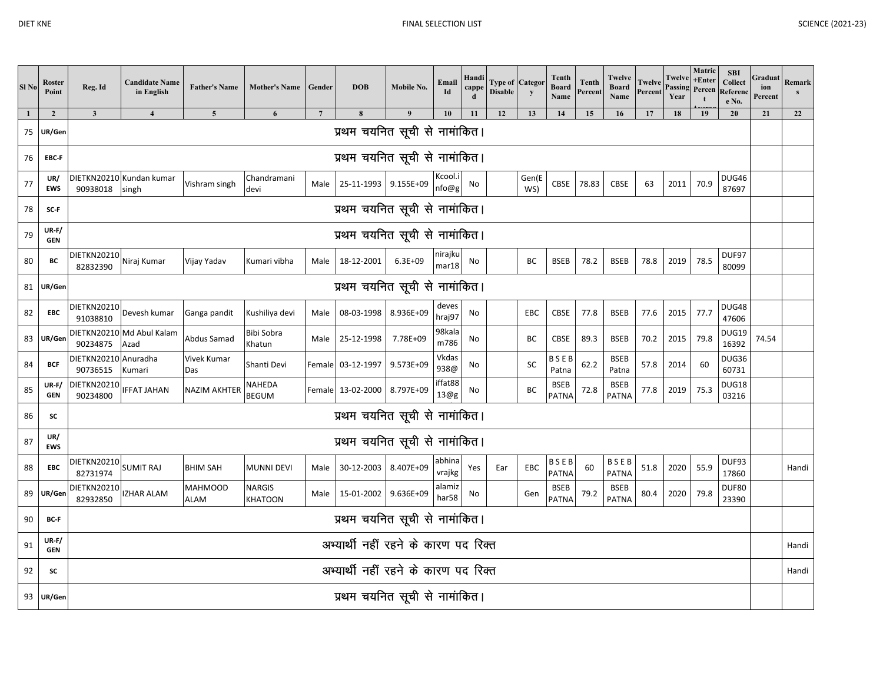DIET KNE — FINAL SELECTION LIST — SCIENCE (2021-23)

| Sl No | Roster Point | Reg. Id | Candidate Name in English | Father's Name | Mother's Name | Gender | DOB | Mobile No. | Email Id | Handicapped | Type of Disable | Category | Tenth Board Name | Tenth Percent | Twelve Board Name | Twelve Percent | Twelve Passing Year | Matric +Enter Percent Average | SBI Collect Reference No. | Graduation Percent | Remarks |
|---|---|---|---|---|---|---|---|---|---|---|---|---|---|---|---|---|---|---|---|---|---|
| 1 | 2 | 3 | 4 | 5 | 6 | 7 | 8 | 9 | 10 | 11 | 12 | 13 | 14 | 15 | 16 | 17 | 18 | 19 | 20 | 21 | 22 |
| 75 | UR/Gen | प्रथम चयनित सूची से नामांकित। | | | | | | | | | | | | | | | | | | | |
| 76 | EBC-F | प्रथम चयनित सूची से नामांकित। | | | | | | | | | | | | | | | | | | | |
| 77 | UR/ EWS | DIETKN2021090938018 | Kundan kumar singh | Vishram singh | Chandramani devi | Male | 25-11-1993 | 9.155E+09 | Kcool.info@g | No | | Gen(EWS) | CBSE | 78.83 | CBSE | 63 | 2011 | 70.9 | DUG4687697 | | |
| 78 | SC-F | प्रथम चयनित सूची से नामांकित। | | | | | | | | | | | | | | | | | | | |
| 79 | UR-F/ GEN | प्रथम चयनित सूची से नामांकित। | | | | | | | | | | | | | | | | | | | |
| 80 | BC | DIETKN2021082832390 | Niraj Kumar | Vijay Yadav | Kumari vibha | Male | 18-12-2001 | 6.3E+09 | nirajkumar18 | No | | BC | BSEB | 78.2 | BSEB | 78.8 | 2019 | 78.5 | DUF9780099 | | |
| 81 | UR/Gen | प्रथम चयनित सूची से नामांकित। | | | | | | | | | | | | | | | | | | | |
| 82 | EBC | DIETKN2021091038810 | Devesh kumar | Ganga pandit | Kushiliya devi | Male | 08-03-1998 | 8.936E+09 | deveshraj97 | No | | EBC | CBSE | 77.8 | BSEB | 77.6 | 2015 | 77.7 | DUG4847606 | | |
| 83 | UR/Gen | DIETKN2021090234875 | Md Abul Kalam Azad | Abdus Samad | Bibi Sobra Khatun | Male | 25-12-1998 | 7.78E+09 | 98kalam786 | No | | BC | CBSE | 89.3 | BSEB | 70.2 | 2015 | 79.8 | DUG1916392 | 74.54 | |
| 84 | BCF | DIETKN2021090736515 | Anuradha Kumari | Vivek Kumar Das | Shanti Devi | Female | 03-12-1997 | 9.573E+09 | Vkdas938@ | No | | SC | B S E B Patna | 62.2 | BSEB Patna | 57.8 | 2014 | 60 | DUG3660731 | | |
| 85 | UR-F/ GEN | DIETKN2021090234800 | IFFAT JAHAN | NAZIM AKHTER | NAHEDA BEGUM | Female | 13-02-2000 | 8.797E+09 | iffat8813@g | No | | BC | BSEB PATNA | 72.8 | BSEB PATNA | 77.8 | 2019 | 75.3 | DUG1803216 | | |
| 86 | SC | प्रथम चयनित सूची से नामांकित। | | | | | | | | | | | | | | | | | | | |
| 87 | UR/ EWS | प्रथम चयनित सूची से नामांकित। | | | | | | | | | | | | | | | | | | | |
| 88 | EBC | DIETKN2021082731974 | SUMIT RAJ | BHIM SAH | MUNNI DEVI | Male | 30-12-2003 | 8.407E+09 | abhinavrajkg | Yes | Ear | EBC | B S E B PATNA | 60 | B S E B PATNA | 51.8 | 2020 | 55.9 | DUF9317860 | | Handi |
| 89 | UR/Gen | DIETKN2021082932850 | IZHAR ALAM | MAHMOOD ALAM | NARGIS KHATOON | Male | 15-01-2002 | 9.636E+09 | alamizhar58 | No | | Gen | BSEB PATNA | 79.2 | BSEB PATNA | 80.4 | 2020 | 79.8 | DUF8023390 | | |
| 90 | BC-F | प्रथम चयनित सूची से नामांकित। | | | | | | | | | | | | | | | | | | | |
| 91 | UR-F/ GEN | अभ्यार्थी नहीं रहने के कारण पद रिक्त | | | | | | | | | | | | | | | | | | | Handi |
| 92 | SC | अभ्यार्थी नहीं रहने के कारण पद रिक्त | | | | | | | | | | | | | | | | | | | Handi |
| 93 | UR/Gen | प्रथम चयनित सूची से नामांकित। | | | | | | | | | | | | | | | | | | | |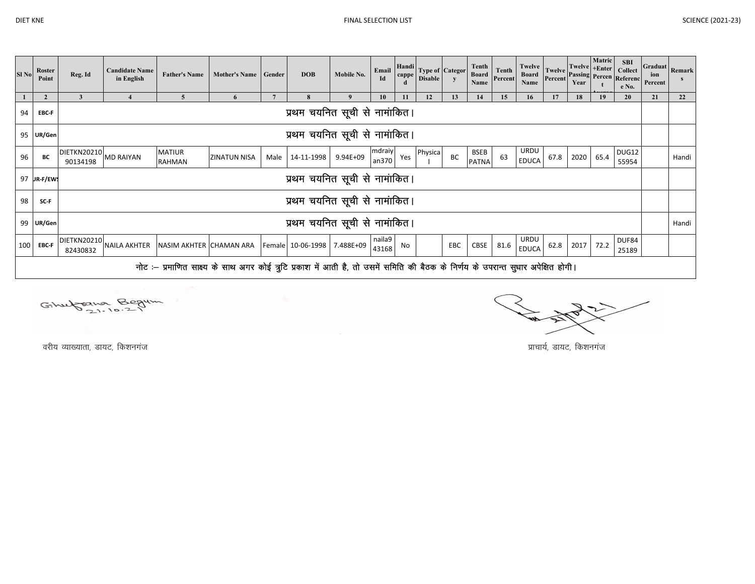| Sl No | Roster Point | Reg. Id | Candidate Name in English | Father's Name | Mother's Name | Gender | DOB | Mobile No. | Email Id | Handicapped | Type of Disable | Category | Tenth Board Name | Tenth Percent | Twelve Board Name | Twelve Percent | Twelve Passing Year | Matric +Enter Percent | SBI Collect Reference No. | Graduation Percent | Remarks |
|---|---|---|---|---|---|---|---|---|---|---|---|---|---|---|---|---|---|---|---|---|---|
| 1 | 2 | 3 | 4 | 5 | 6 | 7 | 8 | 9 | 10 | 11 | 12 | 13 | 14 | 15 | 16 | 17 | 18 | 19 | 20 | 21 | 22 |
| 94 | EBC-F | प्रथम चयनित सूची से नामांकित। | | | | | | | | | | | | | | | | | | | |
| 95 | UR/Gen | प्रथम चयनित सूची से नामांकित। | | | | | | | | | | | | | | | | | | | |
| 96 | BC | DIETKN2021090134198 | MD RAIYAN | MATIUR RAHMAN | ZINATUN NISA | Male | 14-11-1998 | 9.94E+09 | mdraiyan370 | Yes | Physical | BC | BSEB PATNA | 63 | URDU EDUCA | 67.8 | 2020 | 65.4 | DUG1255954 | | Handi |
| 97 | UR-F/EWS | प्रथम चयनित सूची से नामांकित। | | | | | | | | | | | | | | | | | | | |
| 98 | SC-F | प्रथम चयनित सूची से नामांकित। | | | | | | | | | | | | | | | | | | | |
| 99 | UR/Gen | प्रथम चयनित सूची से नामांकित। | | | | | | | | | | | | | | | | | | | Handi |
| 100 | EBC-F | DIETKN2021082430832 | NAILA AKHTER | NASIM AKHTER | CHAMAN ARA | Female | 10-06-1998 | 7.488E+09 | naila943168 | No | | EBC | CBSE | 81.6 | URDU EDUCA | 62.8 | 2017 | 72.2 | DUF8425189 | | |

नोट :– प्रमाणित साक्ष्य के साथ अगर कोई त्रुटि प्रकाश में आती है, तो उसमें समिति की बैठक के निर्णय के उपरान्त सुधार अपेक्षित होगी।

Ghufrana Begum 21.10.21

वरीय व्याख्याता, डायट, किशनगंज

प्राचार्य, डायट, किशनगंज